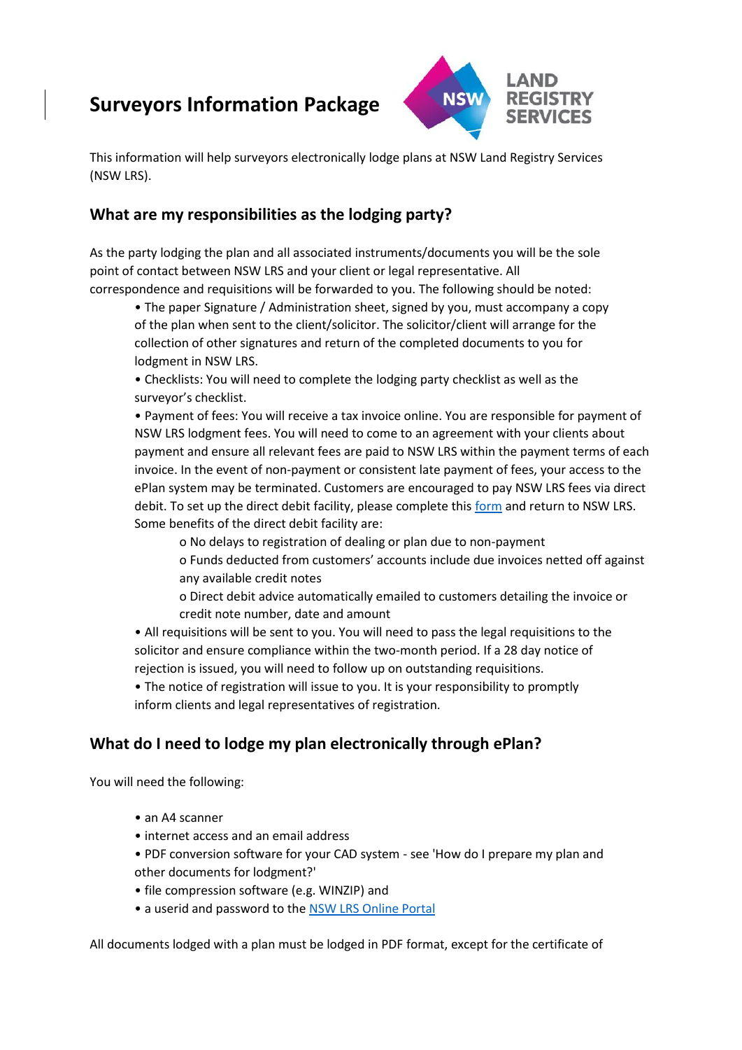# Surveyors Information Package

This information will help surveyors electronically lodge plans at NSW Land Registry Services (NSW LRS).

## What are my responsibilities as the lodging party?

As the party lodging the plan and all associated instruments/documents you will be the sole point of contact between NSW LRS and your client or legal representative. All correspondence and requisitions will be forwarded to you. The following should be noted:

- The paper Signature / Administration sheet, signed by you, must accompany a copy of the plan when sent to the client/solicitor. The solicitor/client will arrange for the collection of other signatures and return of the completed documents to you for lodgment in NSW LRS.
- Checklists: You will need to complete the lodging party checklist as well as the surveyor's checklist.
- Payment of fees: You will receive a tax invoice online. You are responsible for payment of NSW LRS lodgment fees. You will need to come to an agreement with your clients about payment and ensure all relevant fees are paid to NSW LRS within the payment terms of each invoice. In the event of non-payment or consistent late payment of fees, your access to the ePlan system may be terminated. Customers are encouraged to pay NSW LRS fees via direct debit. To set up the direct debit facility, please complete this form and return to NSW LRS. Some benefits of the direct debit facility are:
  - No delays to registration of dealing or plan due to non-payment
  - Funds deducted from customers' accounts include due invoices netted off against any available credit notes
  - Direct debit advice automatically emailed to customers detailing the invoice or credit note number, date and amount
- All requisitions will be sent to you. You will need to pass the legal requisitions to the solicitor and ensure compliance within the two-month period. If a 28 day notice of rejection is issued, you will need to follow up on outstanding requisitions.
- The notice of registration will issue to you. It is your responsibility to promptly inform clients and legal representatives of registration.

## What do I need to lodge my plan electronically through ePlan?

You will need the following:

- an A4 scanner
- internet access and an email address
- PDF conversion software for your CAD system - see 'How do I prepare my plan and other documents for lodgment?'
- file compression software (e.g. WINZIP) and
- a userid and password to the NSW LRS Online Portal

All documents lodged with a plan must be lodged in PDF format, except for the certificate of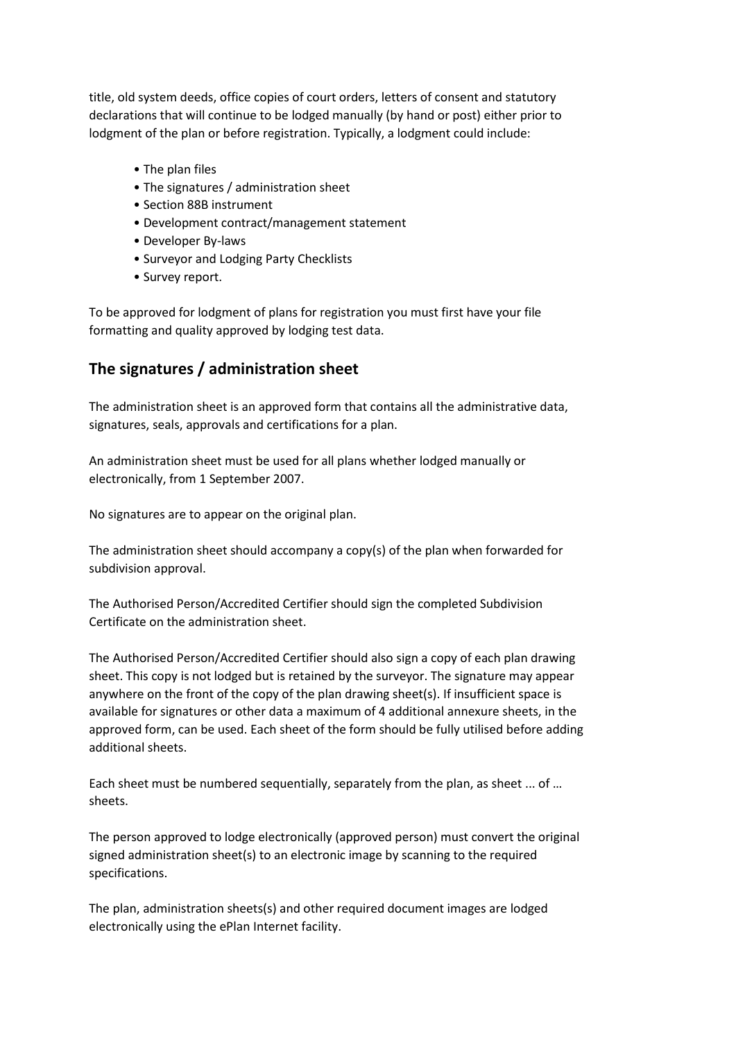title, old system deeds, office copies of court orders, letters of consent and statutory declarations that will continue to be lodged manually (by hand or post) either prior to lodgment of the plan or before registration. Typically, a lodgment could include:

- The plan files
- The signatures / administration sheet
- Section 88B instrument
- Development contract/management statement
- Developer By-laws
- Surveyor and Lodging Party Checklists
- Survey report.

To be approved for lodgment of plans for registration you must first have your file formatting and quality approved by lodging test data.

## The signatures / administration sheet

The administration sheet is an approved form that contains all the administrative data, signatures, seals, approvals and certifications for a plan.

An administration sheet must be used for all plans whether lodged manually or electronically, from 1 September 2007.

No signatures are to appear on the original plan.

The administration sheet should accompany a copy(s) of the plan when forwarded for subdivision approval.

The Authorised Person/Accredited Certifier should sign the completed Subdivision Certificate on the administration sheet.

The Authorised Person/Accredited Certifier should also sign a copy of each plan drawing sheet. This copy is not lodged but is retained by the surveyor. The signature may appear anywhere on the front of the copy of the plan drawing sheet(s). If insufficient space is available for signatures or other data a maximum of 4 additional annexure sheets, in the approved form, can be used. Each sheet of the form should be fully utilised before adding additional sheets.

Each sheet must be numbered sequentially, separately from the plan, as sheet ... of … sheets.

The person approved to lodge electronically (approved person) must convert the original signed administration sheet(s) to an electronic image by scanning to the required specifications.

The plan, administration sheets(s) and other required document images are lodged electronically using the ePlan Internet facility.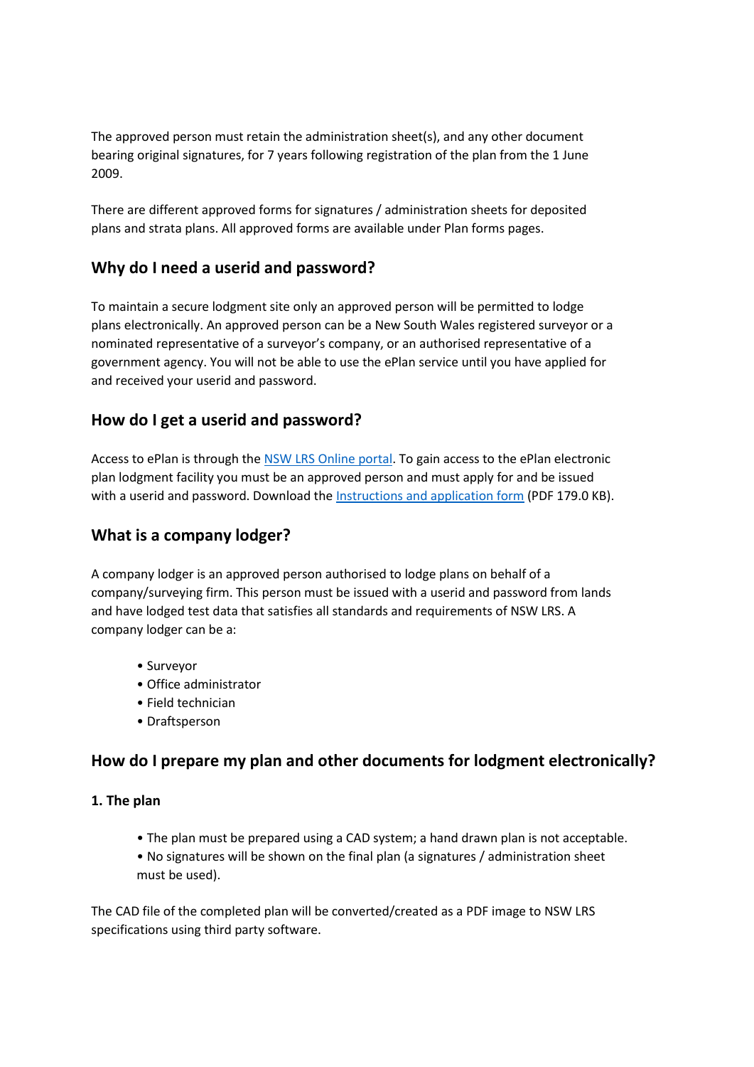The approved person must retain the administration sheet(s), and any other document bearing original signatures, for 7 years following registration of the plan from the 1 June 2009.

There are different approved forms for signatures / administration sheets for deposited plans and strata plans. All approved forms are available under Plan forms pages.

## Why do I need a userid and password?

To maintain a secure lodgment site only an approved person will be permitted to lodge plans electronically. An approved person can be a New South Wales registered surveyor or a nominated representative of a surveyor's company, or an authorised representative of a government agency. You will not be able to use the ePlan service until you have applied for and received your userid and password.

## How do I get a userid and password?

Access to ePlan is through the NSW LRS Online portal. To gain access to the ePlan electronic plan lodgment facility you must be an approved person and must apply for and be issued with a userid and password. Download the Instructions and application form (PDF 179.0 KB).

## What is a company lodger?

A company lodger is an approved person authorised to lodge plans on behalf of a company/surveying firm. This person must be issued with a userid and password from lands and have lodged test data that satisfies all standards and requirements of NSW LRS. A company lodger can be a:

- Surveyor
- Office administrator
- Field technician
- Draftsperson

## How do I prepare my plan and other documents for lodgment electronically?

**1. The plan**

- The plan must be prepared using a CAD system; a hand drawn plan is not acceptable.
- No signatures will be shown on the final plan (a signatures / administration sheet must be used).

The CAD file of the completed plan will be converted/created as a PDF image to NSW LRS specifications using third party software.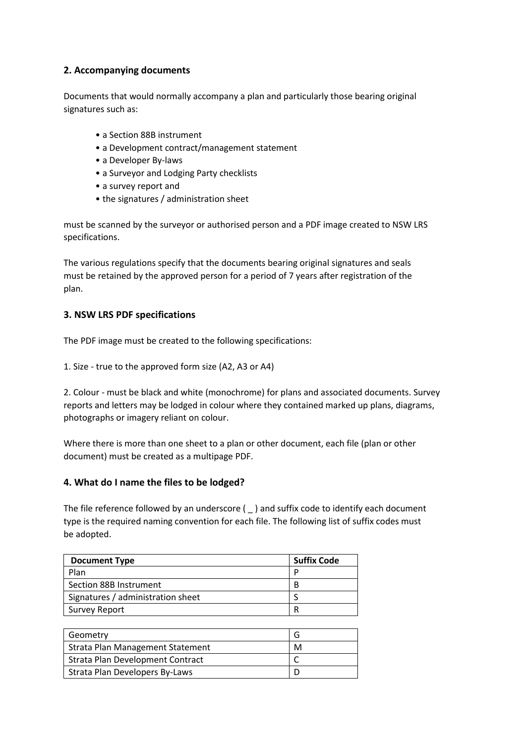## 2. Accompanying documents

Documents that would normally accompany a plan and particularly those bearing original signatures such as:

- a Section 88B instrument
- a Development contract/management statement
- a Developer By-laws
- a Surveyor and Lodging Party checklists
- a survey report and
- the signatures / administration sheet

must be scanned by the surveyor or authorised person and a PDF image created to NSW LRS specifications.

The various regulations specify that the documents bearing original signatures and seals must be retained by the approved person for a period of 7 years after registration of the plan.

## 3. NSW LRS PDF specifications

The PDF image must be created to the following specifications:

1. Size - true to the approved form size (A2, A3 or A4)

2. Colour - must be black and white (monochrome) for plans and associated documents. Survey reports and letters may be lodged in colour where they contained marked up plans, diagrams, photographs or imagery reliant on colour.

Where there is more than one sheet to a plan or other document, each file (plan or other document) must be created as a multipage PDF.

## 4. What do I name the files to be lodged?

The file reference followed by an underscore ( _ ) and suffix code to identify each document type is the required naming convention for each file. The following list of suffix codes must be adopted.

| Document Type | Suffix Code |
|---|---|
| Plan | P |
| Section 88B Instrument | B |
| Signatures / administration sheet | S |
| Survey Report | R |
| Geometry | G |
| Strata Plan Management Statement | M |
| Strata Plan Development Contract | C |
| Strata Plan Developers By-Laws | D |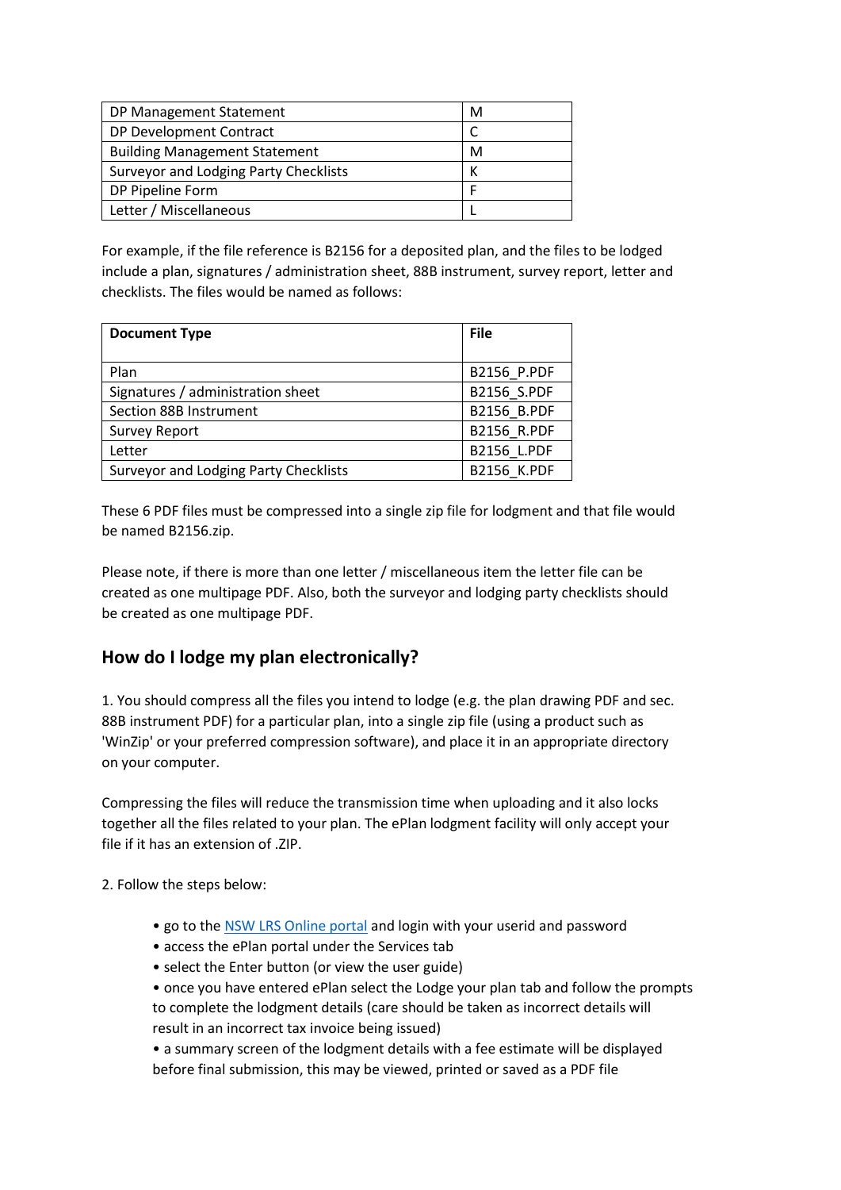| DP Management Statement | M |
|---|---|
| DP Development Contract | C |
| Building Management Statement | M |
| Surveyor and Lodging Party Checklists | K |
| DP Pipeline Form | F |
| Letter / Miscellaneous | L |

For example, if the file reference is B2156 for a deposited plan, and the files to be lodged include a plan, signatures / administration sheet, 88B instrument, survey report, letter and checklists. The files would be named as follows:

| **Document Type** | **File** |
|---|---|
| Plan | B2156_P.PDF |
| Signatures / administration sheet | B2156_S.PDF |
| Section 88B Instrument | B2156_B.PDF |
| Survey Report | B2156_R.PDF |
| Letter | B2156_L.PDF |
| Surveyor and Lodging Party Checklists | B2156_K.PDF |

These 6 PDF files must be compressed into a single zip file for lodgment and that file would be named B2156.zip.

Please note, if there is more than one letter / miscellaneous item the letter file can be created as one multipage PDF. Also, both the surveyor and lodging party checklists should be created as one multipage PDF.

## How do I lodge my plan electronically?

1. You should compress all the files you intend to lodge (e.g. the plan drawing PDF and sec. 88B instrument PDF) for a particular plan, into a single zip file (using a product such as 'WinZip' or your preferred compression software), and place it in an appropriate directory on your computer.

Compressing the files will reduce the transmission time when uploading and it also locks together all the files related to your plan. The ePlan lodgment facility will only accept your file if it has an extension of .ZIP.

2. Follow the steps below:

- go to the NSW LRS Online portal and login with your userid and password
- access the ePlan portal under the Services tab
- select the Enter button (or view the user guide)
- once you have entered ePlan select the Lodge your plan tab and follow the prompts to complete the lodgment details (care should be taken as incorrect details will result in an incorrect tax invoice being issued)
- a summary screen of the lodgment details with a fee estimate will be displayed before final submission, this may be viewed, printed or saved as a PDF file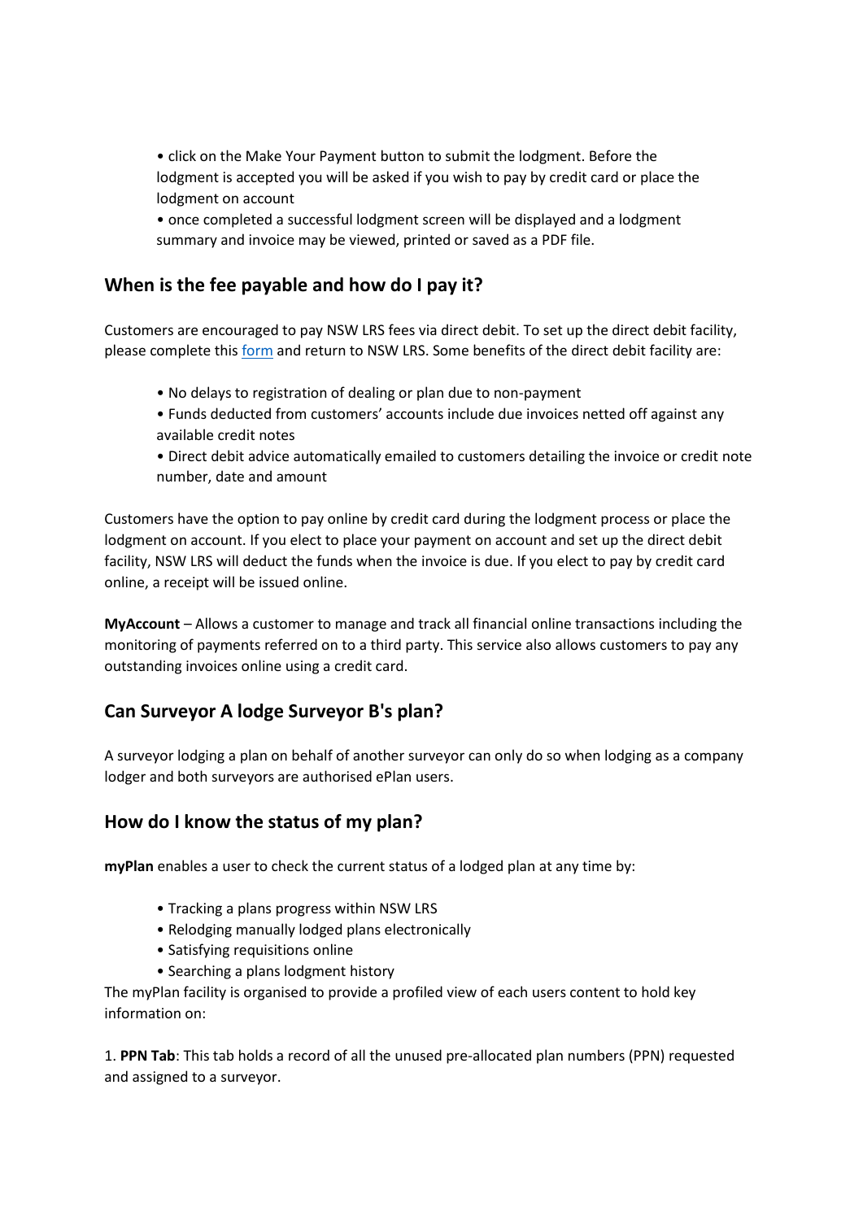- click on the Make Your Payment button to submit the lodgment. Before the lodgment is accepted you will be asked if you wish to pay by credit card or place the lodgment on account
- once completed a successful lodgment screen will be displayed and a lodgment summary and invoice may be viewed, printed or saved as a PDF file.

## When is the fee payable and how do I pay it?

Customers are encouraged to pay NSW LRS fees via direct debit. To set up the direct debit facility, please complete this form and return to NSW LRS. Some benefits of the direct debit facility are:

- No delays to registration of dealing or plan due to non-payment
- Funds deducted from customers' accounts include due invoices netted off against any available credit notes
- Direct debit advice automatically emailed to customers detailing the invoice or credit note number, date and amount

Customers have the option to pay online by credit card during the lodgment process or place the lodgment on account. If you elect to place your payment on account and set up the direct debit facility, NSW LRS will deduct the funds when the invoice is due. If you elect to pay by credit card online, a receipt will be issued online.

**MyAccount** – Allows a customer to manage and track all financial online transactions including the monitoring of payments referred on to a third party. This service also allows customers to pay any outstanding invoices online using a credit card.

## Can Surveyor A lodge Surveyor B's plan?

A surveyor lodging a plan on behalf of another surveyor can only do so when lodging as a company lodger and both surveyors are authorised ePlan users.

## How do I know the status of my plan?

**myPlan** enables a user to check the current status of a lodged plan at any time by:

- Tracking a plans progress within NSW LRS
- Relodging manually lodged plans electronically
- Satisfying requisitions online
- Searching a plans lodgment history

The myPlan facility is organised to provide a profiled view of each users content to hold key information on:

1. **PPN Tab**: This tab holds a record of all the unused pre-allocated plan numbers (PPN) requested and assigned to a surveyor.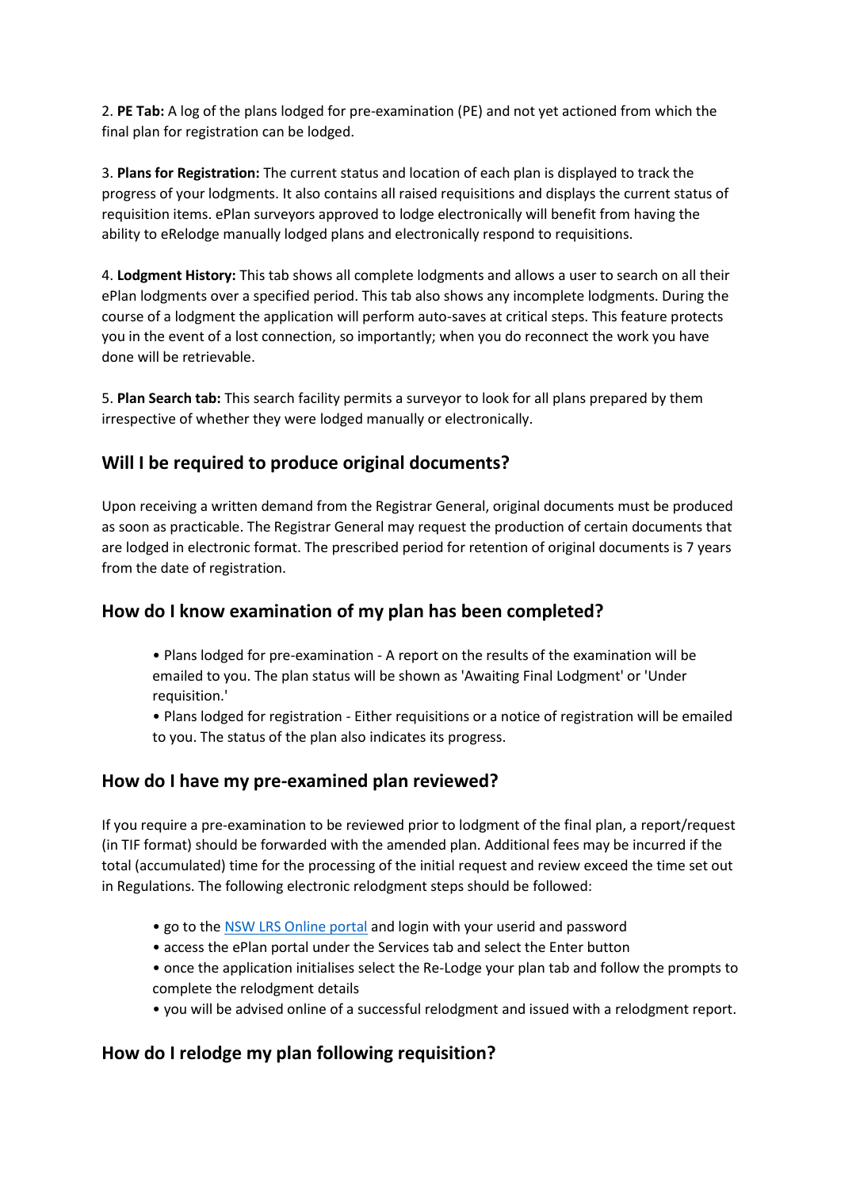2. **PE Tab:** A log of the plans lodged for pre-examination (PE) and not yet actioned from which the final plan for registration can be lodged.

3. **Plans for Registration:** The current status and location of each plan is displayed to track the progress of your lodgments. It also contains all raised requisitions and displays the current status of requisition items. ePlan surveyors approved to lodge electronically will benefit from having the ability to eRelodge manually lodged plans and electronically respond to requisitions.

4. **Lodgment History:** This tab shows all complete lodgments and allows a user to search on all their ePlan lodgments over a specified period. This tab also shows any incomplete lodgments. During the course of a lodgment the application will perform auto-saves at critical steps. This feature protects you in the event of a lost connection, so importantly; when you do reconnect the work you have done will be retrievable.

5. **Plan Search tab:** This search facility permits a surveyor to look for all plans prepared by them irrespective of whether they were lodged manually or electronically.

## Will I be required to produce original documents?

Upon receiving a written demand from the Registrar General, original documents must be produced as soon as practicable. The Registrar General may request the production of certain documents that are lodged in electronic format. The prescribed period for retention of original documents is 7 years from the date of registration.

## How do I know examination of my plan has been completed?

- Plans lodged for pre-examination - A report on the results of the examination will be emailed to you. The plan status will be shown as 'Awaiting Final Lodgment' or 'Under requisition.'
- Plans lodged for registration - Either requisitions or a notice of registration will be emailed to you. The status of the plan also indicates its progress.

## How do I have my pre-examined plan reviewed?

If you require a pre-examination to be reviewed prior to lodgment of the final plan, a report/request (in TIF format) should be forwarded with the amended plan. Additional fees may be incurred if the total (accumulated) time for the processing of the initial request and review exceed the time set out in Regulations. The following electronic relodgment steps should be followed:

- go to the NSW LRS Online portal and login with your userid and password
- access the ePlan portal under the Services tab and select the Enter button
- once the application initialises select the Re-Lodge your plan tab and follow the prompts to complete the relodgment details
- you will be advised online of a successful relodgment and issued with a relodgment report.

## How do I relodge my plan following requisition?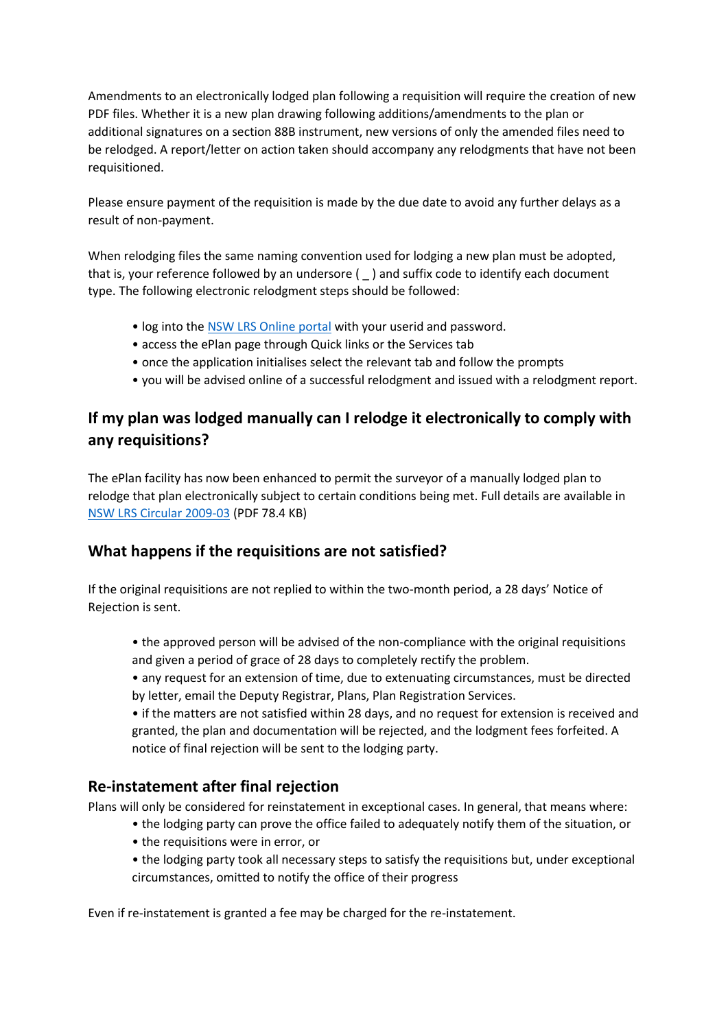Amendments to an electronically lodged plan following a requisition will require the creation of new PDF files. Whether it is a new plan drawing following additions/amendments to the plan or additional signatures on a section 88B instrument, new versions of only the amended files need to be relodged. A report/letter on action taken should accompany any relodgments that have not been requisitioned.

Please ensure payment of the requisition is made by the due date to avoid any further delays as a result of non-payment.

When relodging files the same naming convention used for lodging a new plan must be adopted, that is, your reference followed by an undersore ( _ ) and suffix code to identify each document type. The following electronic relodgment steps should be followed:

- log into the NSW LRS Online portal with your userid and password.
- access the ePlan page through Quick links or the Services tab
- once the application initialises select the relevant tab and follow the prompts
- you will be advised online of a successful relodgment and issued with a relodgment report.

## If my plan was lodged manually can I relodge it electronically to comply with any requisitions?

The ePlan facility has now been enhanced to permit the surveyor of a manually lodged plan to relodge that plan electronically subject to certain conditions being met. Full details are available in NSW LRS Circular 2009-03 (PDF 78.4 KB)

## What happens if the requisitions are not satisfied?

If the original requisitions are not replied to within the two-month period, a 28 days' Notice of Rejection is sent.

- the approved person will be advised of the non-compliance with the original requisitions and given a period of grace of 28 days to completely rectify the problem.
- any request for an extension of time, due to extenuating circumstances, must be directed by letter, email the Deputy Registrar, Plans, Plan Registration Services.
- if the matters are not satisfied within 28 days, and no request for extension is received and granted, the plan and documentation will be rejected, and the lodgment fees forfeited. A notice of final rejection will be sent to the lodging party.

## Re-instatement after final rejection

Plans will only be considered for reinstatement in exceptional cases. In general, that means where:

- the lodging party can prove the office failed to adequately notify them of the situation, or
- the requisitions were in error, or
- the lodging party took all necessary steps to satisfy the requisitions but, under exceptional circumstances, omitted to notify the office of their progress

Even if re-instatement is granted a fee may be charged for the re-instatement.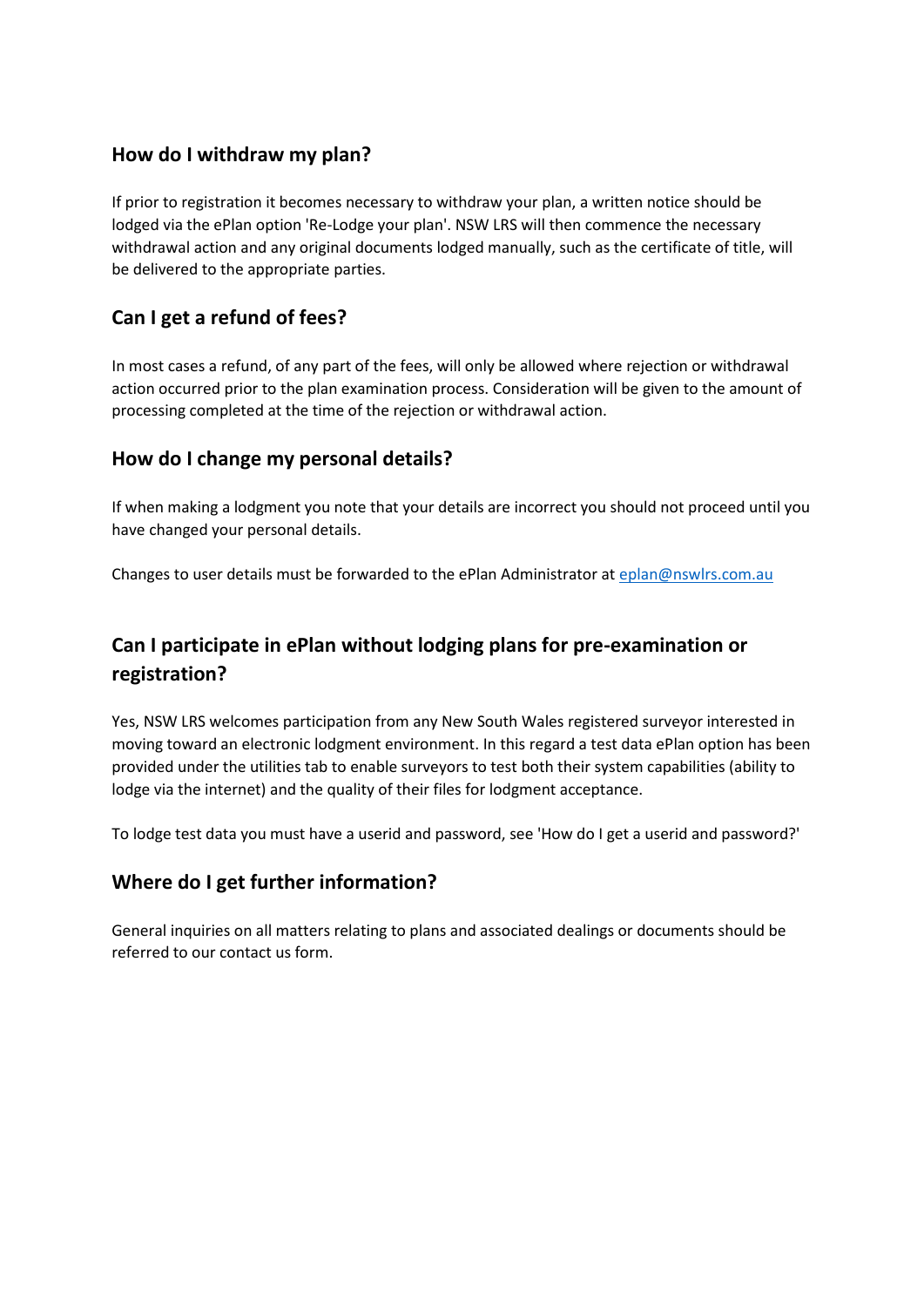## How do I withdraw my plan?

If prior to registration it becomes necessary to withdraw your plan, a written notice should be lodged via the ePlan option 'Re-Lodge your plan'. NSW LRS will then commence the necessary withdrawal action and any original documents lodged manually, such as the certificate of title, will be delivered to the appropriate parties.

## Can I get a refund of fees?

In most cases a refund, of any part of the fees, will only be allowed where rejection or withdrawal action occurred prior to the plan examination process. Consideration will be given to the amount of processing completed at the time of the rejection or withdrawal action.

## How do I change my personal details?

If when making a lodgment you note that your details are incorrect you should not proceed until you have changed your personal details.

Changes to user details must be forwarded to the ePlan Administrator at [eplan@nswlrs.com.au](mailto:eplan@nswlrs.com.au)

## Can I participate in ePlan without lodging plans for pre-examination or registration?

Yes, NSW LRS welcomes participation from any New South Wales registered surveyor interested in moving toward an electronic lodgment environment. In this regard a test data ePlan option has been provided under the utilities tab to enable surveyors to test both their system capabilities (ability to lodge via the internet) and the quality of their files for lodgment acceptance.

To lodge test data you must have a userid and password, see 'How do I get a userid and password?'

## Where do I get further information?

General inquiries on all matters relating to plans and associated dealings or documents should be referred to our contact us form.